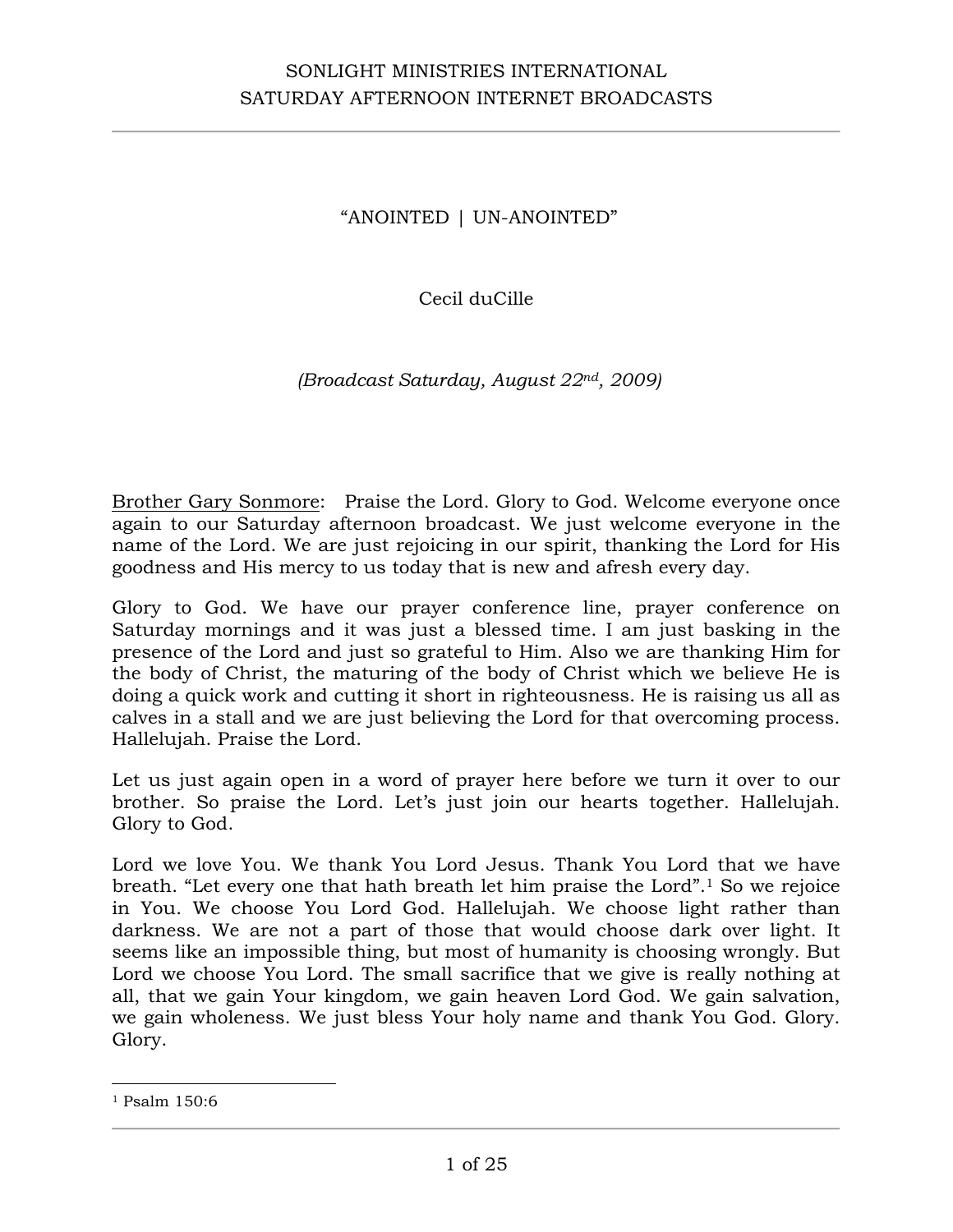# "ANOINTED | UN-ANOINTED"

Cecil duCille

*(Broadcast Saturday, August 22nd, 2009)*

Brother Gary Sonmore: Praise the Lord. Glory to God. Welcome everyone once again to our Saturday afternoon broadcast. We just welcome everyone in the name of the Lord. We are just rejoicing in our spirit, thanking the Lord for His goodness and His mercy to us today that is new and afresh every day.

Glory to God. We have our prayer conference line, prayer conference on Saturday mornings and it was just a blessed time. I am just basking in the presence of the Lord and just so grateful to Him. Also we are thanking Him for the body of Christ, the maturing of the body of Christ which we believe He is doing a quick work and cutting it short in righteousness. He is raising us all as calves in a stall and we are just believing the Lord for that overcoming process. Hallelujah. Praise the Lord.

Let us just again open in a word of prayer here before we turn it over to our brother. So praise the Lord. Let's just join our hearts together. Hallelujah. Glory to God.

Lord we love You. We thank You Lord Jesus. Thank You Lord that we have breath. "Let every one that hath breath let him praise the Lord".[1] So we rejoice in You. We choose You Lord God. Hallelujah. We choose light rather than darkness. We are not a part of those that would choose dark over light. It seems like an impossible thing, but most of humanity is choosing wrongly. But Lord we choose You Lord. The small sacrifice that we give is really nothing at all, that we gain Your kingdom, we gain heaven Lord God. We gain salvation, we gain wholeness. We just bless Your holy name and thank You God. Glory. Glory.

---

[1] Psalm 150:6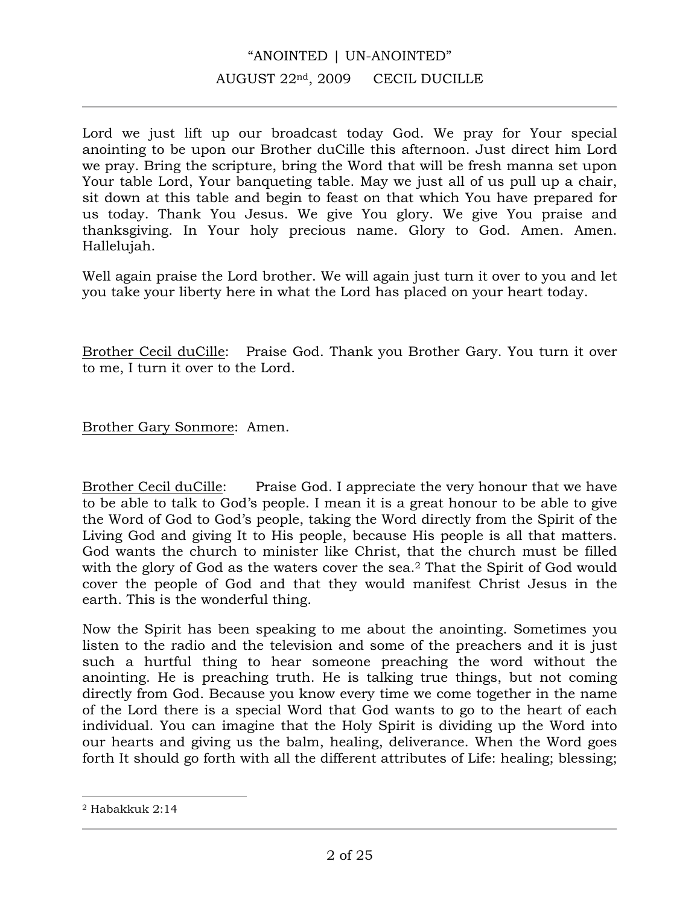Lord we just lift up our broadcast today God. We pray for Your special anointing to be upon our Brother duCille this afternoon. Just direct him Lord we pray. Bring the scripture, bring the Word that will be fresh manna set upon Your table Lord, Your banqueting table. May we just all of us pull up a chair, sit down at this table and begin to feast on that which You have prepared for us today. Thank You Jesus. We give You glory. We give You praise and thanksgiving. In Your holy precious name. Glory to God. Amen. Amen. Hallelujah.

Well again praise the Lord brother. We will again just turn it over to you and let you take your liberty here in what the Lord has placed on your heart today.

Brother Cecil duCille: Praise God. Thank you Brother Gary. You turn it over to me, I turn it over to the Lord.

Brother Gary Sonmore: Amen.

Brother Cecil duCille: Praise God. I appreciate the very honour that we have to be able to talk to God's people. I mean it is a great honour to be able to give the Word of God to God's people, taking the Word directly from the Spirit of the Living God and giving It to His people, because His people is all that matters. God wants the church to minister like Christ, that the church must be filled with the glory of God as the waters cover the sea.[2] That the Spirit of God would cover the people of God and that they would manifest Christ Jesus in the earth. This is the wonderful thing.

Now the Spirit has been speaking to me about the anointing. Sometimes you listen to the radio and the television and some of the preachers and it is just such a hurtful thing to hear someone preaching the word without the anointing. He is preaching truth. He is talking true things, but not coming directly from God. Because you know every time we come together in the name of the Lord there is a special Word that God wants to go to the heart of each individual. You can imagine that the Holy Spirit is dividing up the Word into our hearts and giving us the balm, healing, deliverance. When the Word goes forth It should go forth with all the different attributes of Life: healing; blessing;

[2] Habakkuk 2:14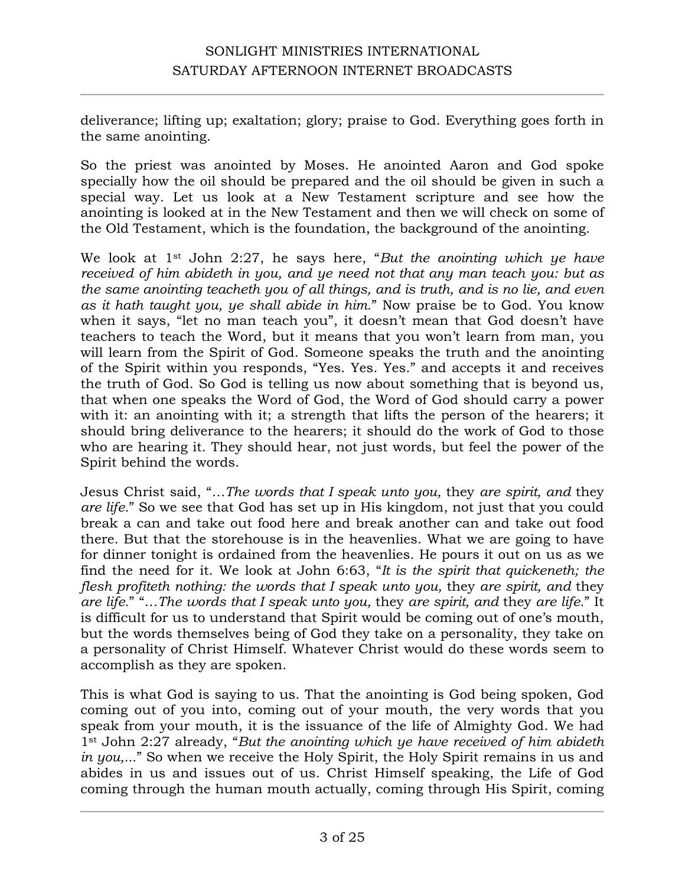deliverance; lifting up; exaltation; glory; praise to God. Everything goes forth in the same anointing.

So the priest was anointed by Moses. He anointed Aaron and God spoke specially how the oil should be prepared and the oil should be given in such a special way. Let us look at a New Testament scripture and see how the anointing is looked at in the New Testament and then we will check on some of the Old Testament, which is the foundation, the background of the anointing.

We look at 1st John 2:27, he says here, "*But the anointing which ye have received of him abideth in you, and ye need not that any man teach you: but as the same anointing teacheth you of all things, and is truth, and is no lie, and even as it hath taught you, ye shall abide in him.*" Now praise be to God. You know when it says, "let no man teach you", it doesn't mean that God doesn't have teachers to teach the Word, but it means that you won't learn from man, you will learn from the Spirit of God. Someone speaks the truth and the anointing of the Spirit within you responds, "Yes. Yes. Yes." and accepts it and receives the truth of God. So God is telling us now about something that is beyond us, that when one speaks the Word of God, the Word of God should carry a power with it: an anointing with it; a strength that lifts the person of the hearers; it should bring deliverance to the hearers; it should do the work of God to those who are hearing it. They should hear, not just words, but feel the power of the Spirit behind the words.

Jesus Christ said, "*…The words that I speak unto you,* they *are spirit, and* they *are life.*" So we see that God has set up in His kingdom, not just that you could break a can and take out food here and break another can and take out food there. But that the storehouse is in the heavenlies. What we are going to have for dinner tonight is ordained from the heavenlies. He pours it out on us as we find the need for it. We look at John 6:63, "*It is the spirit that quickeneth; the flesh profiteth nothing: the words that I speak unto you,* they *are spirit, and* they *are life.*" "*…The words that I speak unto you,* they *are spirit, and* they *are life.*" It is difficult for us to understand that Spirit would be coming out of one's mouth, but the words themselves being of God they take on a personality, they take on a personality of Christ Himself. Whatever Christ would do these words seem to accomplish as they are spoken.

This is what God is saying to us. That the anointing is God being spoken, God coming out of you into, coming out of your mouth, the very words that you speak from your mouth, it is the issuance of the life of Almighty God. We had 1st John 2:27 already, "*But the anointing which ye have received of him abideth in you,...*" So when we receive the Holy Spirit, the Holy Spirit remains in us and abides in us and issues out of us. Christ Himself speaking, the Life of God coming through the human mouth actually, coming through His Spirit, coming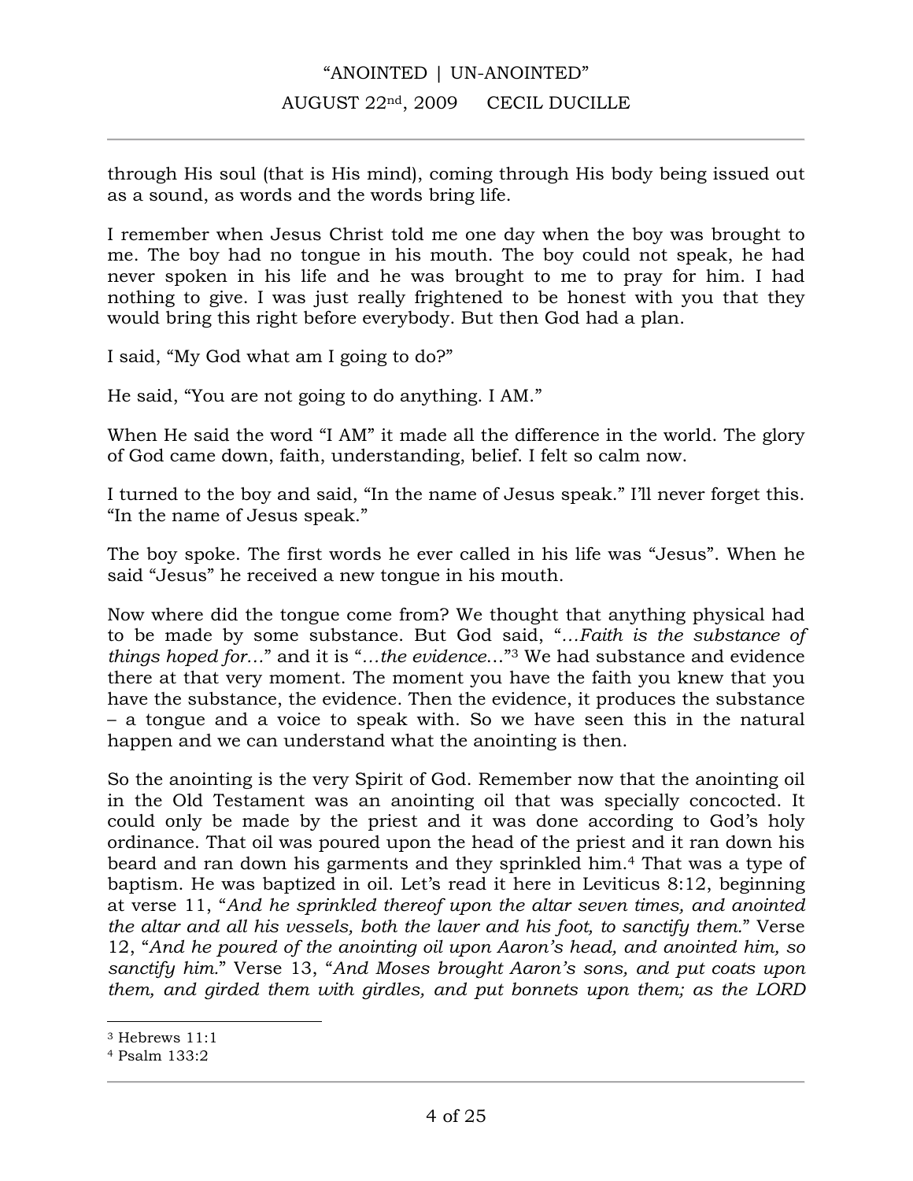through His soul (that is His mind), coming through His body being issued out as a sound, as words and the words bring life.

I remember when Jesus Christ told me one day when the boy was brought to me. The boy had no tongue in his mouth. The boy could not speak, he had never spoken in his life and he was brought to me to pray for him. I had nothing to give. I was just really frightened to be honest with you that they would bring this right before everybody. But then God had a plan.

I said, "My God what am I going to do?"

He said, "You are not going to do anything. I AM."

When He said the word "I AM" it made all the difference in the world. The glory of God came down, faith, understanding, belief. I felt so calm now.

I turned to the boy and said, "In the name of Jesus speak." I'll never forget this. "In the name of Jesus speak."

The boy spoke. The first words he ever called in his life was "Jesus". When he said "Jesus" he received a new tongue in his mouth.

Now where did the tongue come from? We thought that anything physical had to be made by some substance. But God said, "*…Faith is the substance of things hoped for…*" and it is "*…the evidence…*"[3] We had substance and evidence there at that very moment. The moment you have the faith you knew that you have the substance, the evidence. Then the evidence, it produces the substance – a tongue and a voice to speak with. So we have seen this in the natural happen and we can understand what the anointing is then.

So the anointing is the very Spirit of God. Remember now that the anointing oil in the Old Testament was an anointing oil that was specially concocted. It could only be made by the priest and it was done according to God's holy ordinance. That oil was poured upon the head of the priest and it ran down his beard and ran down his garments and they sprinkled him.[4] That was a type of baptism. He was baptized in oil. Let's read it here in Leviticus 8:12, beginning at verse 11, "*And he sprinkled thereof upon the altar seven times, and anointed the altar and all his vessels, both the laver and his foot, to sanctify them.*" Verse 12, "*And he poured of the anointing oil upon Aaron's head, and anointed him, so sanctify him.*" Verse 13, "*And Moses brought Aaron's sons, and put coats upon them, and girded them with girdles, and put bonnets upon them; as the LORD*

---

[3] Hebrews 11:1

[4] Psalm 133:2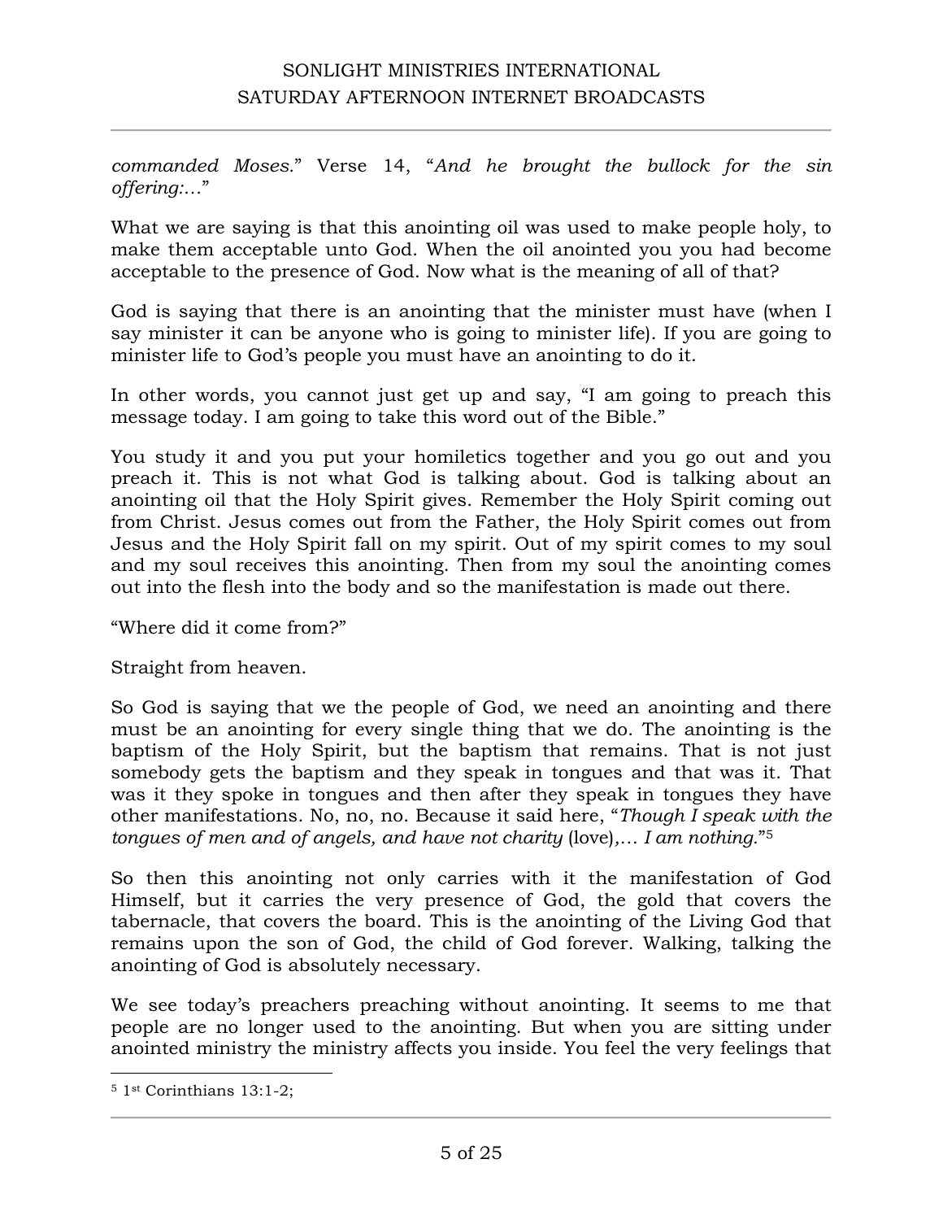*commanded Moses.*" Verse 14, "*And he brought the bullock for the sin offering:…*"

What we are saying is that this anointing oil was used to make people holy, to make them acceptable unto God. When the oil anointed you you had become acceptable to the presence of God. Now what is the meaning of all of that?

God is saying that there is an anointing that the minister must have (when I say minister it can be anyone who is going to minister life). If you are going to minister life to God's people you must have an anointing to do it.

In other words, you cannot just get up and say, "I am going to preach this message today. I am going to take this word out of the Bible."

You study it and you put your homiletics together and you go out and you preach it. This is not what God is talking about. God is talking about an anointing oil that the Holy Spirit gives. Remember the Holy Spirit coming out from Christ. Jesus comes out from the Father, the Holy Spirit comes out from Jesus and the Holy Spirit fall on my spirit. Out of my spirit comes to my soul and my soul receives this anointing. Then from my soul the anointing comes out into the flesh into the body and so the manifestation is made out there.

"Where did it come from?"

Straight from heaven.

So God is saying that we the people of God, we need an anointing and there must be an anointing for every single thing that we do. The anointing is the baptism of the Holy Spirit, but the baptism that remains. That is not just somebody gets the baptism and they speak in tongues and that was it. That was it they spoke in tongues and then after they speak in tongues they have other manifestations. No, no, no. Because it said here, "*Though I speak with the tongues of men and of angels, and have not charity* (love)*,… I am nothing.*"[5]

So then this anointing not only carries with it the manifestation of God Himself, but it carries the very presence of God, the gold that covers the tabernacle, that covers the board. This is the anointing of the Living God that remains upon the son of God, the child of God forever. Walking, talking the anointing of God is absolutely necessary.

We see today's preachers preaching without anointing. It seems to me that people are no longer used to the anointing. But when you are sitting under anointed ministry the ministry affects you inside. You feel the very feelings that

---

[5] 1st Corinthians 13:1-2;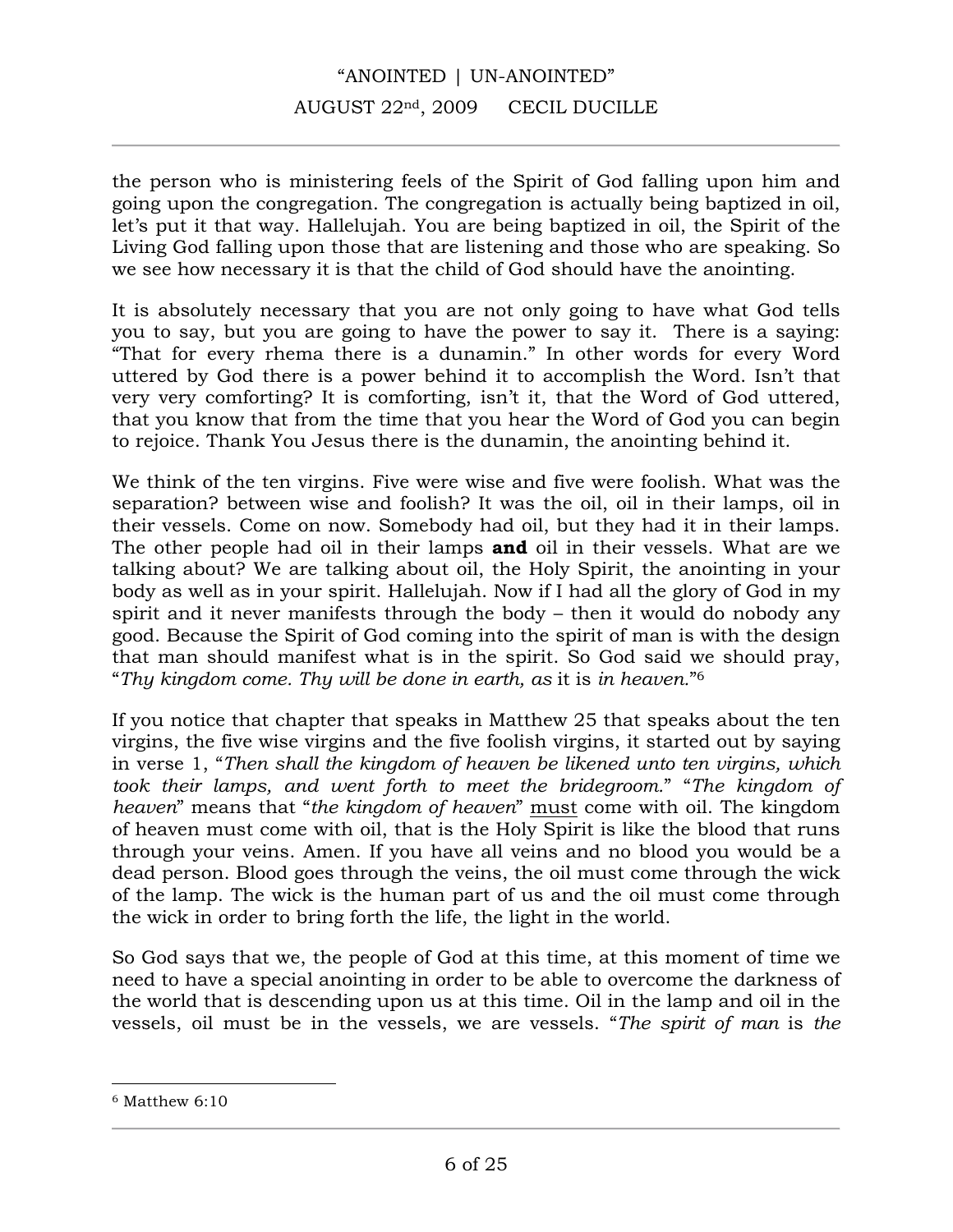the person who is ministering feels of the Spirit of God falling upon him and going upon the congregation. The congregation is actually being baptized in oil, let's put it that way. Hallelujah. You are being baptized in oil, the Spirit of the Living God falling upon those that are listening and those who are speaking. So we see how necessary it is that the child of God should have the anointing.

It is absolutely necessary that you are not only going to have what God tells you to say, but you are going to have the power to say it. There is a saying: "That for every rhema there is a dunamin." In other words for every Word uttered by God there is a power behind it to accomplish the Word. Isn't that very very comforting? It is comforting, isn't it, that the Word of God uttered, that you know that from the time that you hear the Word of God you can begin to rejoice. Thank You Jesus there is the dunamin, the anointing behind it.

We think of the ten virgins. Five were wise and five were foolish. What was the separation? between wise and foolish? It was the oil, oil in their lamps, oil in their vessels. Come on now. Somebody had oil, but they had it in their lamps. The other people had oil in their lamps **and** oil in their vessels. What are we talking about? We are talking about oil, the Holy Spirit, the anointing in your body as well as in your spirit. Hallelujah. Now if I had all the glory of God in my spirit and it never manifests through the body – then it would do nobody any good. Because the Spirit of God coming into the spirit of man is with the design that man should manifest what is in the spirit. So God said we should pray, "*Thy kingdom come. Thy will be done in earth, as* it is *in heaven.*"[6]

If you notice that chapter that speaks in Matthew 25 that speaks about the ten virgins, the five wise virgins and the five foolish virgins, it started out by saying in verse 1, "*Then shall the kingdom of heaven be likened unto ten virgins, which took their lamps, and went forth to meet the bridegroom.*" "*The kingdom of heaven*" means that "*the kingdom of heaven*" <u>must</u> come with oil. The kingdom of heaven must come with oil, that is the Holy Spirit is like the blood that runs through your veins. Amen. If you have all veins and no blood you would be a dead person. Blood goes through the veins, the oil must come through the wick of the lamp. The wick is the human part of us and the oil must come through the wick in order to bring forth the life, the light in the world.

So God says that we, the people of God at this time, at this moment of time we need to have a special anointing in order to be able to overcome the darkness of the world that is descending upon us at this time. Oil in the lamp and oil in the vessels, oil must be in the vessels, we are vessels. "*The spirit of man* is *the*

---

[6] Matthew 6:10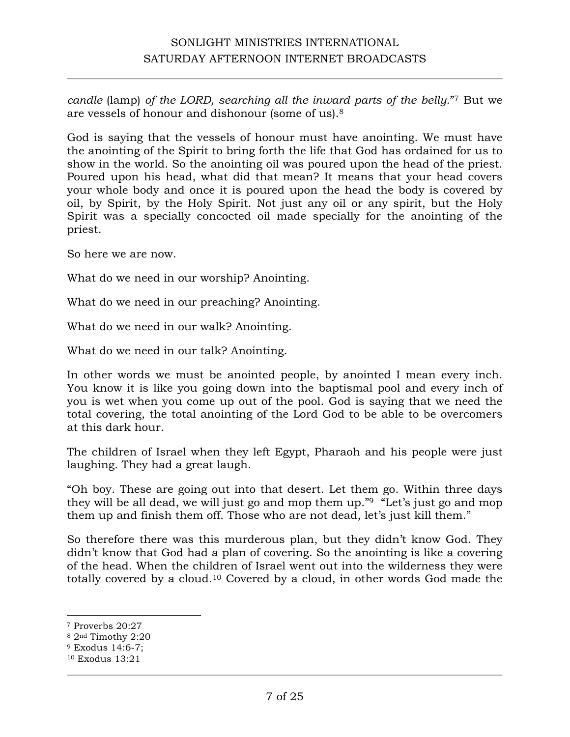*candle* (lamp) *of the LORD, searching all the inward parts of the belly.*"[7] But we are vessels of honour and dishonour (some of us).[8]

God is saying that the vessels of honour must have anointing. We must have the anointing of the Spirit to bring forth the life that God has ordained for us to show in the world. So the anointing oil was poured upon the head of the priest. Poured upon his head, what did that mean? It means that your head covers your whole body and once it is poured upon the head the body is covered by oil, by Spirit, by the Holy Spirit. Not just any oil or any spirit, but the Holy Spirit was a specially concocted oil made specially for the anointing of the priest.

So here we are now.

What do we need in our worship? Anointing.

What do we need in our preaching? Anointing.

What do we need in our walk? Anointing.

What do we need in our talk? Anointing.

In other words we must be anointed people, by anointed I mean every inch. You know it is like you going down into the baptismal pool and every inch of you is wet when you come up out of the pool. God is saying that we need the total covering, the total anointing of the Lord God to be able to be overcomers at this dark hour.

The children of Israel when they left Egypt, Pharaoh and his people were just laughing. They had a great laugh.

"Oh boy. These are going out into that desert. Let them go. Within three days they will be all dead, we will just go and mop them up."[9] "Let's just go and mop them up and finish them off. Those who are not dead, let's just kill them."

So therefore there was this murderous plan, but they didn't know God. They didn't know that God had a plan of covering. So the anointing is like a covering of the head. When the children of Israel went out into the wilderness they were totally covered by a cloud.[10] Covered by a cloud, in other words God made the

---

[7] Proverbs 20:27
[8] 2nd Timothy 2:20
[9] Exodus 14:6-7;
[10] Exodus 13:21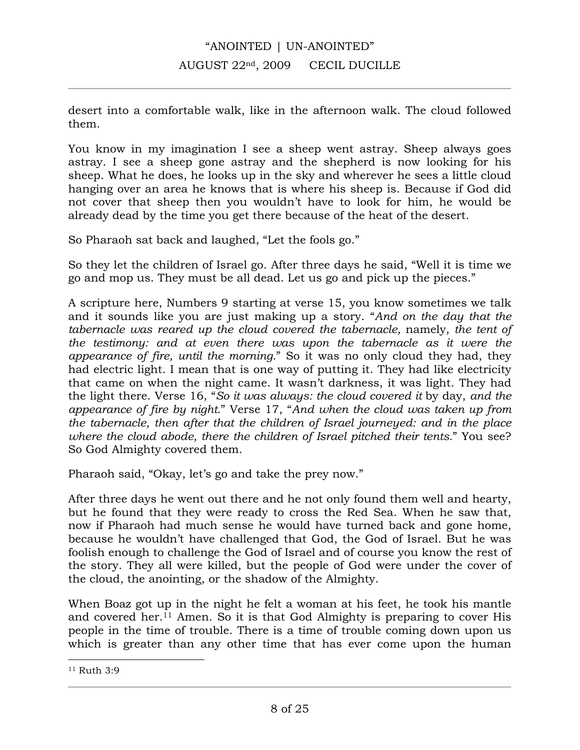desert into a comfortable walk, like in the afternoon walk. The cloud followed them.

You know in my imagination I see a sheep went astray. Sheep always goes astray. I see a sheep gone astray and the shepherd is now looking for his sheep. What he does, he looks up in the sky and wherever he sees a little cloud hanging over an area he knows that is where his sheep is. Because if God did not cover that sheep then you wouldn't have to look for him, he would be already dead by the time you get there because of the heat of the desert.

So Pharaoh sat back and laughed, "Let the fools go."

So they let the children of Israel go. After three days he said, "Well it is time we go and mop us. They must be all dead. Let us go and pick up the pieces."

A scripture here, Numbers 9 starting at verse 15, you know sometimes we talk and it sounds like you are just making up a story. "*And on the day that the tabernacle was reared up the cloud covered the tabernacle,* namely*, the tent of the testimony: and at even there was upon the tabernacle as it were the appearance of fire, until the morning.*" So it was no only cloud they had, they had electric light. I mean that is one way of putting it. They had like electricity that came on when the night came. It wasn't darkness, it was light. They had the light there. Verse 16, "*So it was always: the cloud covered it* by day*, and the appearance of fire by night.*" Verse 17, "*And when the cloud was taken up from the tabernacle, then after that the children of Israel journeyed: and in the place where the cloud abode, there the children of Israel pitched their tents.*" You see? So God Almighty covered them.

Pharaoh said, "Okay, let's go and take the prey now."

After three days he went out there and he not only found them well and hearty, but he found that they were ready to cross the Red Sea. When he saw that, now if Pharaoh had much sense he would have turned back and gone home, because he wouldn't have challenged that God, the God of Israel. But he was foolish enough to challenge the God of Israel and of course you know the rest of the story. They all were killed, but the people of God were under the cover of the cloud, the anointing, or the shadow of the Almighty.

When Boaz got up in the night he felt a woman at his feet, he took his mantle and covered her.[11] Amen. So it is that God Almighty is preparing to cover His people in the time of trouble. There is a time of trouble coming down upon us which is greater than any other time that has ever come upon the human

[11] Ruth 3:9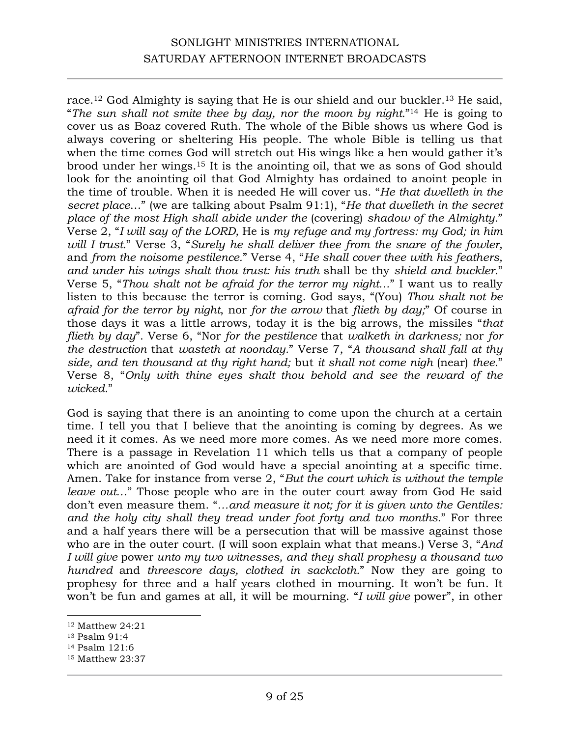race.[12] God Almighty is saying that He is our shield and our buckler.[13] He said, "*The sun shall not smite thee by day, nor the moon by night.*"[14] He is going to cover us as Boaz covered Ruth. The whole of the Bible shows us where God is always covering or sheltering His people. The whole Bible is telling us that when the time comes God will stretch out His wings like a hen would gather it's brood under her wings.[15] It is the anointing oil, that we as sons of God should look for the anointing oil that God Almighty has ordained to anoint people in the time of trouble. When it is needed He will cover us. "*He that dwelleth in the secret place…*" (we are talking about Psalm 91:1), "*He that dwelleth in the secret place of the most High shall abide under the* (covering) *shadow of the Almighty.*" Verse 2, "*I will say of the LORD,* He is *my refuge and my fortress: my God; in him will I trust.*" Verse 3, "*Surely he shall deliver thee from the snare of the fowler,* and *from the noisome pestilence.*" Verse 4, "*He shall cover thee with his feathers, and under his wings shalt thou trust: his truth* shall be thy *shield and buckler.*" Verse 5, "*Thou shalt not be afraid for the terror my night…*" I want us to really listen to this because the terror is coming. God says, "(You) *Thou shalt not be afraid for the terror by night*, nor *for the arrow* that *flieth by day;*" Of course in those days it was a little arrows, today it is the big arrows, the missiles "*that flieth by day*". Verse 6, "Nor *for the pestilence* that *walketh in darkness;* nor *for the destruction* that *wasteth at noonday.*" Verse 7, "*A thousand shall fall at thy side, and ten thousand at thy right hand;* but *it shall not come nigh* (near) *thee.*" Verse 8, "*Only with thine eyes shalt thou behold and see the reward of the wicked.*"

God is saying that there is an anointing to come upon the church at a certain time. I tell you that I believe that the anointing is coming by degrees. As we need it it comes. As we need more more comes. As we need more more comes. There is a passage in Revelation 11 which tells us that a company of people which are anointed of God would have a special anointing at a specific time. Amen. Take for instance from verse 2, "*But the court which is without the temple leave out…*" Those people who are in the outer court away from God He said don't even measure them. "*…and measure it not; for it is given unto the Gentiles: and the holy city shall they tread under foot forty and two months.*" For three and a half years there will be a persecution that will be massive against those who are in the outer court. (I will soon explain what that means.) Verse 3, "*And I will give* power *unto my two witnesses, and they shall prophesy a thousand two hundred* and *threescore days, clothed in sackcloth.*" Now they are going to prophesy for three and a half years clothed in mourning. It won't be fun. It won't be fun and games at all, it will be mourning. "*I will give* power", in other

---

[12] Matthew 24:21
[13] Psalm 91:4
[14] Psalm 121:6
[15] Matthew 23:37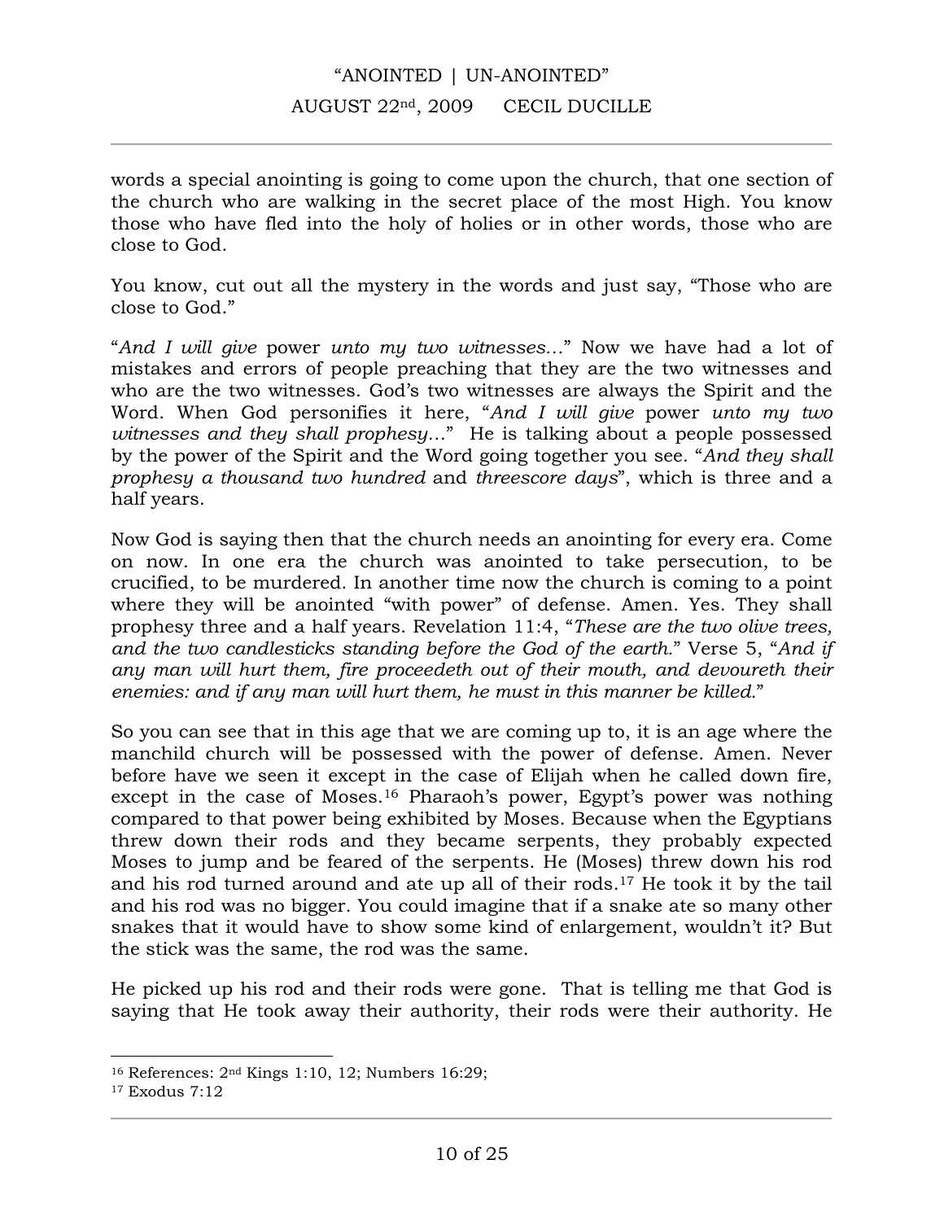words a special anointing is going to come upon the church, that one section of the church who are walking in the secret place of the most High. You know those who have fled into the holy of holies or in other words, those who are close to God.

You know, cut out all the mystery in the words and just say, "Those who are close to God."

"*And I will give* power *unto my two witnesses…*" Now we have had a lot of mistakes and errors of people preaching that they are the two witnesses and who are the two witnesses. God's two witnesses are always the Spirit and the Word. When God personifies it here, "*And I will give* power *unto my two witnesses and they shall prophesy…*" He is talking about a people possessed by the power of the Spirit and the Word going together you see. "*And they shall prophesy a thousand two hundred* and *threescore days*", which is three and a half years.

Now God is saying then that the church needs an anointing for every era. Come on now. In one era the church was anointed to take persecution, to be crucified, to be murdered. In another time now the church is coming to a point where they will be anointed "with power" of defense. Amen. Yes. They shall prophesy three and a half years. Revelation 11:4, "*These are the two olive trees, and the two candlesticks standing before the God of the earth.*" Verse 5, "*And if any man will hurt them, fire proceedeth out of their mouth, and devoureth their enemies: and if any man will hurt them, he must in this manner be killed.*"

So you can see that in this age that we are coming up to, it is an age where the manchild church will be possessed with the power of defense. Amen. Never before have we seen it except in the case of Elijah when he called down fire, except in the case of Moses.[16] Pharaoh's power, Egypt's power was nothing compared to that power being exhibited by Moses. Because when the Egyptians threw down their rods and they became serpents, they probably expected Moses to jump and be feared of the serpents. He (Moses) threw down his rod and his rod turned around and ate up all of their rods.[17] He took it by the tail and his rod was no bigger. You could imagine that if a snake ate so many other snakes that it would have to show some kind of enlargement, wouldn't it? But the stick was the same, the rod was the same.

He picked up his rod and their rods were gone. That is telling me that God is saying that He took away their authority, their rods were their authority. He

---

[16] References: 2nd Kings 1:10, 12; Numbers 16:29;

[17] Exodus 7:12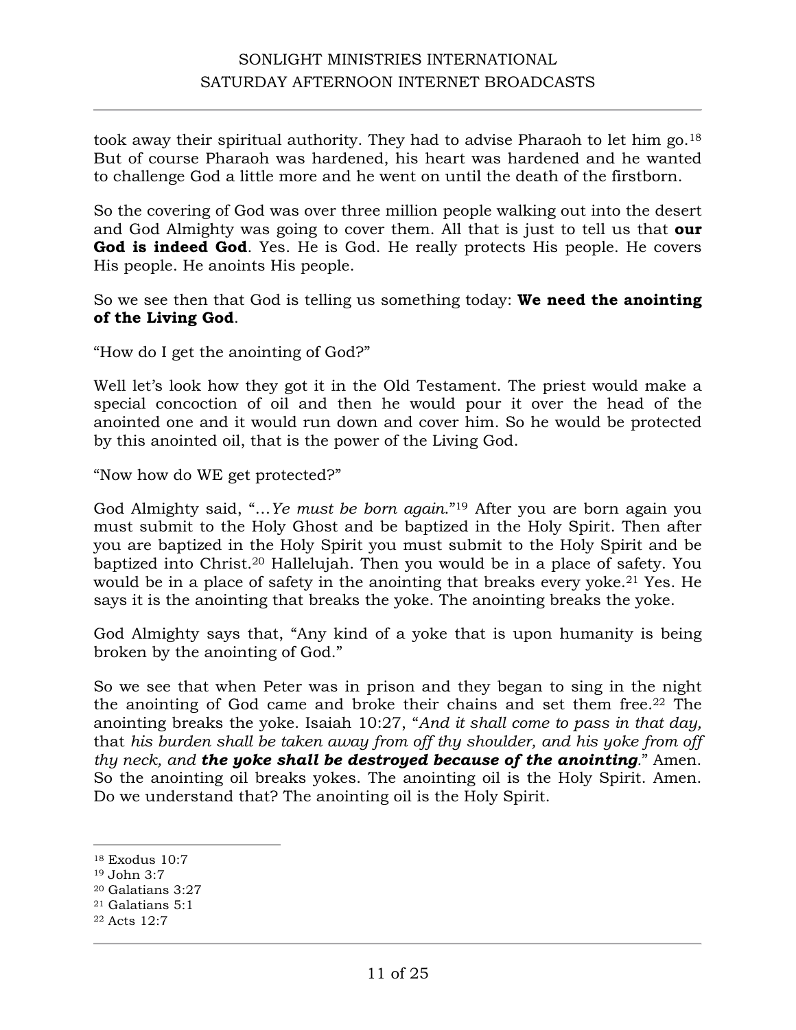took away their spiritual authority. They had to advise Pharaoh to let him go.[18] But of course Pharaoh was hardened, his heart was hardened and he wanted to challenge God a little more and he went on until the death of the firstborn.

So the covering of God was over three million people walking out into the desert and God Almighty was going to cover them. All that is just to tell us that **our God is indeed God**. Yes. He is God. He really protects His people. He covers His people. He anoints His people.

So we see then that God is telling us something today: **We need the anointing of the Living God**.

"How do I get the anointing of God?"

Well let's look how they got it in the Old Testament. The priest would make a special concoction of oil and then he would pour it over the head of the anointed one and it would run down and cover him. So he would be protected by this anointed oil, that is the power of the Living God.

"Now how do WE get protected?"

God Almighty said, "…*Ye must be born again*."[19] After you are born again you must submit to the Holy Ghost and be baptized in the Holy Spirit. Then after you are baptized in the Holy Spirit you must submit to the Holy Spirit and be baptized into Christ.[20] Hallelujah. Then you would be in a place of safety. You would be in a place of safety in the anointing that breaks every yoke.[21] Yes. He says it is the anointing that breaks the yoke. The anointing breaks the yoke.

God Almighty says that, "Any kind of a yoke that is upon humanity is being broken by the anointing of God."

So we see that when Peter was in prison and they began to sing in the night the anointing of God came and broke their chains and set them free.[22] The anointing breaks the yoke. Isaiah 10:27, "*And it shall come to pass in that day,* that *his burden shall be taken away from off thy shoulder, and his yoke from off thy neck, and **the yoke shall be destroyed because of the anointing***." Amen. So the anointing oil breaks yokes. The anointing oil is the Holy Spirit. Amen. Do we understand that? The anointing oil is the Holy Spirit.

---

[18] Exodus 10:7

[19] John 3:7

[20] Galatians 3:27

[21] Galatians 5:1

[22] Acts 12:7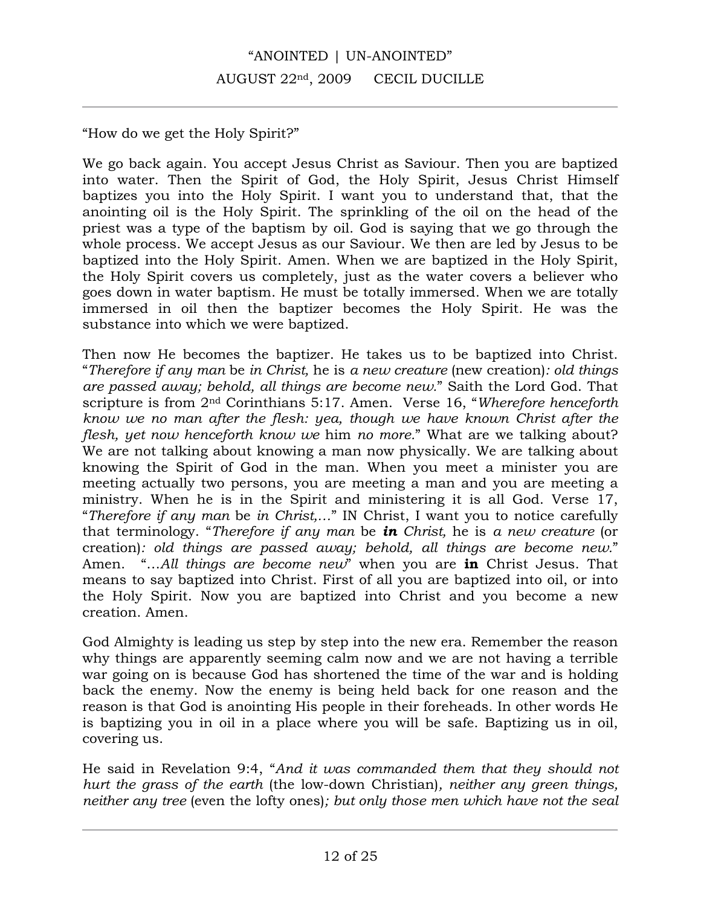"How do we get the Holy Spirit?"

We go back again. You accept Jesus Christ as Saviour. Then you are baptized into water. Then the Spirit of God, the Holy Spirit, Jesus Christ Himself baptizes you into the Holy Spirit. I want you to understand that, that the anointing oil is the Holy Spirit. The sprinkling of the oil on the head of the priest was a type of the baptism by oil. God is saying that we go through the whole process. We accept Jesus as our Saviour. We then are led by Jesus to be baptized into the Holy Spirit. Amen. When we are baptized in the Holy Spirit, the Holy Spirit covers us completely, just as the water covers a believer who goes down in water baptism. He must be totally immersed. When we are totally immersed in oil then the baptizer becomes the Holy Spirit. He was the substance into which we were baptized.

Then now He becomes the baptizer. He takes us to be baptized into Christ. "*Therefore if any man* be *in Christ,* he is *a new creature* (new creation)*: old things are passed away; behold, all things are become new.*" Saith the Lord God. That scripture is from 2nd Corinthians 5:17. Amen. Verse 16, "*Wherefore henceforth know we no man after the flesh: yea, though we have known Christ after the flesh, yet now henceforth know we* him *no more.*" What are we talking about? We are not talking about knowing a man now physically. We are talking about knowing the Spirit of God in the man. When you meet a minister you are meeting actually two persons, you are meeting a man and you are meeting a ministry. When he is in the Spirit and ministering it is all God. Verse 17, "*Therefore if any man* be *in Christ,…*" IN Christ, I want you to notice carefully that terminology. "*Therefore if any man* be ***in*** *Christ,* he is *a new creature* (or creation)*: old things are passed away; behold, all things are become new.*" Amen. "*…All things are become new*" when you are **in** Christ Jesus. That means to say baptized into Christ. First of all you are baptized into oil, or into the Holy Spirit. Now you are baptized into Christ and you become a new creation. Amen.

God Almighty is leading us step by step into the new era. Remember the reason why things are apparently seeming calm now and we are not having a terrible war going on is because God has shortened the time of the war and is holding back the enemy. Now the enemy is being held back for one reason and the reason is that God is anointing His people in their foreheads. In other words He is baptizing you in oil in a place where you will be safe. Baptizing us in oil, covering us.

He said in Revelation 9:4, "*And it was commanded them that they should not hurt the grass of the earth* (the low-down Christian)*, neither any green things, neither any tree* (even the lofty ones)*; but only those men which have not the seal*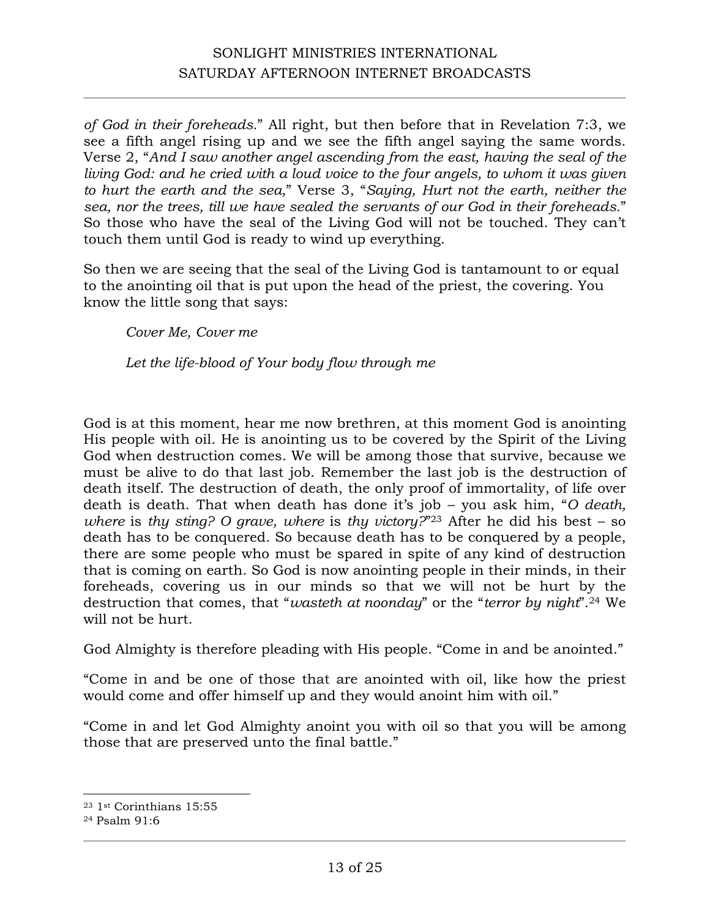*of God in their foreheads.*" All right, but then before that in Revelation 7:3, we see a fifth angel rising up and we see the fifth angel saying the same words. Verse 2, "*And I saw another angel ascending from the east, having the seal of the living God: and he cried with a loud voice to the four angels, to whom it was given to hurt the earth and the sea,*" Verse 3, "*Saying, Hurt not the earth, neither the sea, nor the trees, till we have sealed the servants of our God in their foreheads.*" So those who have the seal of the Living God will not be touched. They can't touch them until God is ready to wind up everything.

So then we are seeing that the seal of the Living God is tantamount to or equal to the anointing oil that is put upon the head of the priest, the covering. You know the little song that says:

> *Cover Me, Cover me*
>
> *Let the life-blood of Your body flow through me*

God is at this moment, hear me now brethren, at this moment God is anointing His people with oil. He is anointing us to be covered by the Spirit of the Living God when destruction comes. We will be among those that survive, because we must be alive to do that last job. Remember the last job is the destruction of death itself. The destruction of death, the only proof of immortality, of life over death is death. That when death has done it's job – you ask him, "*O death, where* is *thy sting? O grave, where* is *thy victory?*"[23] After he did his best – so death has to be conquered. So because death has to be conquered by a people, there are some people who must be spared in spite of any kind of destruction that is coming on earth. So God is now anointing people in their minds, in their foreheads, covering us in our minds so that we will not be hurt by the destruction that comes, that "*wasteth at noonday*" or the "*terror by night*".[24] We will not be hurt.

God Almighty is therefore pleading with His people. "Come in and be anointed."

"Come in and be one of those that are anointed with oil, like how the priest would come and offer himself up and they would anoint him with oil."

"Come in and let God Almighty anoint you with oil so that you will be among those that are preserved unto the final battle."

---

[23] 1st Corinthians 15:55

[24] Psalm 91:6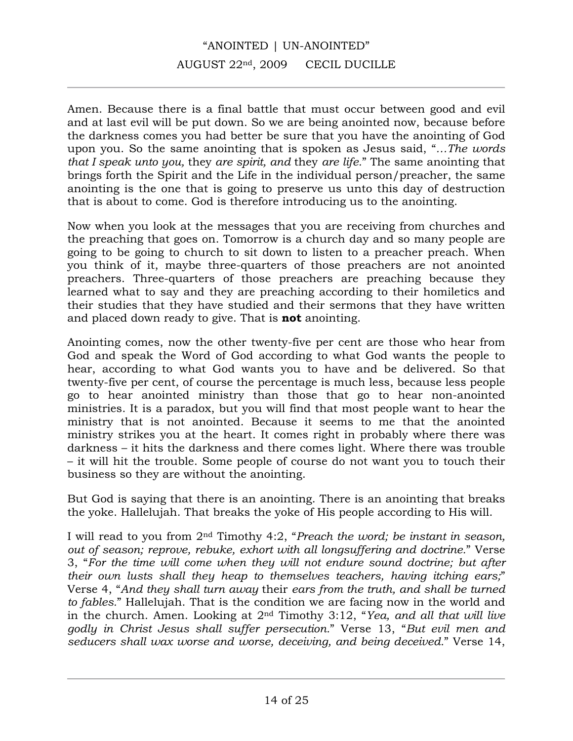Amen. Because there is a final battle that must occur between good and evil and at last evil will be put down. So we are being anointed now, because before the darkness comes you had better be sure that you have the anointing of God upon you. So the same anointing that is spoken as Jesus said, "*…The words that I speak unto you,* they *are spirit, and* they *are life.*" The same anointing that brings forth the Spirit and the Life in the individual person/preacher, the same anointing is the one that is going to preserve us unto this day of destruction that is about to come. God is therefore introducing us to the anointing.

Now when you look at the messages that you are receiving from churches and the preaching that goes on. Tomorrow is a church day and so many people are going to be going to church to sit down to listen to a preacher preach. When you think of it, maybe three-quarters of those preachers are not anointed preachers. Three-quarters of those preachers are preaching because they learned what to say and they are preaching according to their homiletics and their studies that they have studied and their sermons that they have written and placed down ready to give. That is **not** anointing.

Anointing comes, now the other twenty-five per cent are those who hear from God and speak the Word of God according to what God wants the people to hear, according to what God wants you to have and be delivered. So that twenty-five per cent, of course the percentage is much less, because less people go to hear anointed ministry than those that go to hear non-anointed ministries. It is a paradox, but you will find that most people want to hear the ministry that is not anointed. Because it seems to me that the anointed ministry strikes you at the heart. It comes right in probably where there was darkness – it hits the darkness and there comes light. Where there was trouble – it will hit the trouble. Some people of course do not want you to touch their business so they are without the anointing.

But God is saying that there is an anointing. There is an anointing that breaks the yoke. Hallelujah. That breaks the yoke of His people according to His will.

I will read to you from 2nd Timothy 4:2, "*Preach the word; be instant in season, out of season; reprove, rebuke, exhort with all longsuffering and doctrine.*" Verse 3, "*For the time will come when they will not endure sound doctrine; but after their own lusts shall they heap to themselves teachers, having itching ears;*" Verse 4, "*And they shall turn away* their *ears from the truth, and shall be turned to fables.*" Hallelujah. That is the condition we are facing now in the world and in the church. Amen. Looking at 2nd Timothy 3:12, "*Yea, and all that will live godly in Christ Jesus shall suffer persecution.*" Verse 13, "*But evil men and seducers shall wax worse and worse, deceiving, and being deceived.*" Verse 14,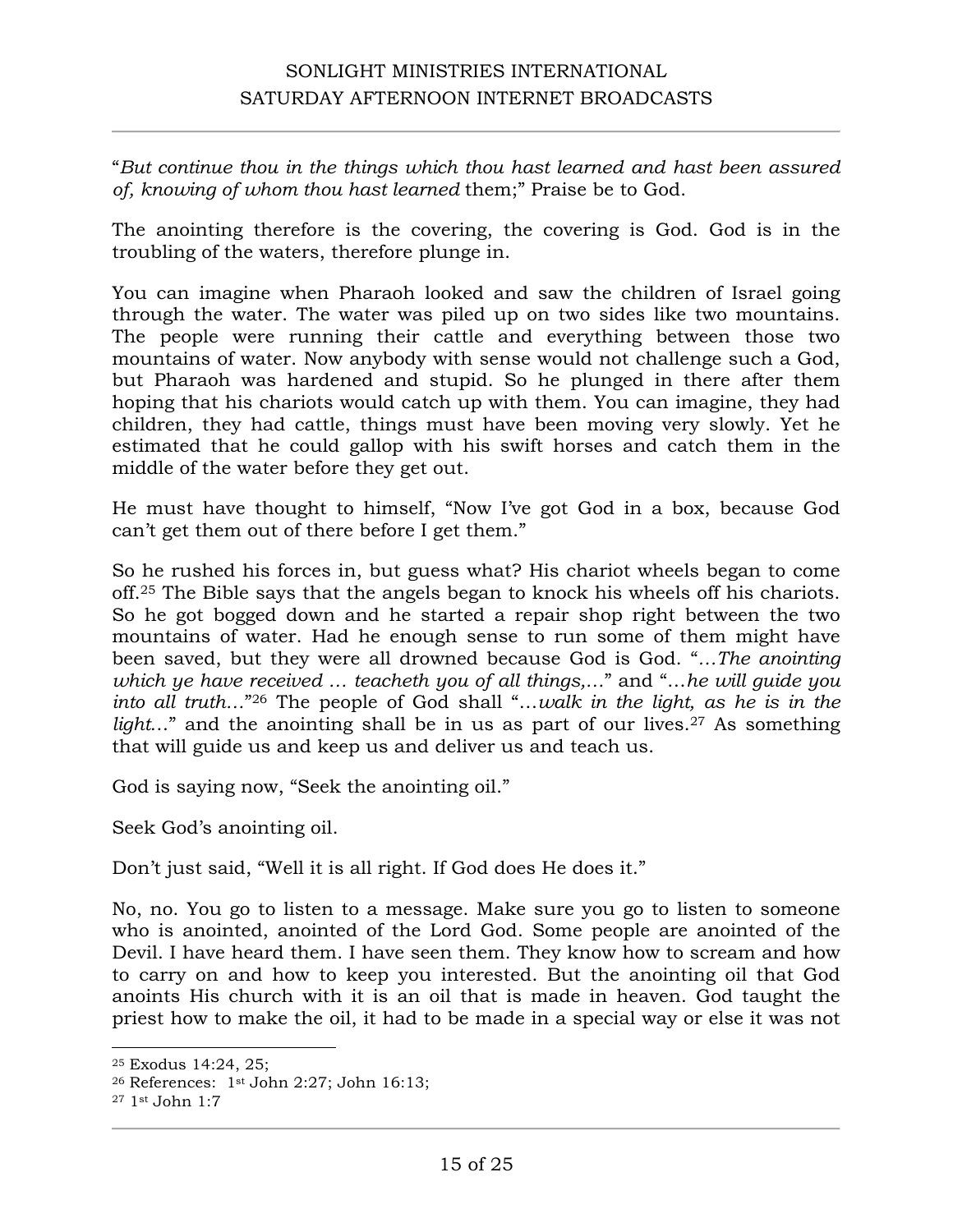"*But continue thou in the things which thou hast learned and hast been assured of, knowing of whom thou hast learned* them;" Praise be to God.

The anointing therefore is the covering, the covering is God. God is in the troubling of the waters, therefore plunge in.

You can imagine when Pharaoh looked and saw the children of Israel going through the water. The water was piled up on two sides like two mountains. The people were running their cattle and everything between those two mountains of water. Now anybody with sense would not challenge such a God, but Pharaoh was hardened and stupid. So he plunged in there after them hoping that his chariots would catch up with them. You can imagine, they had children, they had cattle, things must have been moving very slowly. Yet he estimated that he could gallop with his swift horses and catch them in the middle of the water before they get out.

He must have thought to himself, "Now I've got God in a box, because God can't get them out of there before I get them."

So he rushed his forces in, but guess what? His chariot wheels began to come off.[25] The Bible says that the angels began to knock his wheels off his chariots. So he got bogged down and he started a repair shop right between the two mountains of water. Had he enough sense to run some of them might have been saved, but they were all drowned because God is God. "*…The anointing which ye have received … teacheth you of all things,…*" and "*…he will guide you into all truth…*"[26] The people of God shall "*…walk in the light, as he is in the light…*" and the anointing shall be in us as part of our lives.[27] As something that will guide us and keep us and deliver us and teach us.

God is saying now, "Seek the anointing oil."

Seek God's anointing oil.

Don't just said, "Well it is all right. If God does He does it."

No, no. You go to listen to a message. Make sure you go to listen to someone who is anointed, anointed of the Lord God. Some people are anointed of the Devil. I have heard them. I have seen them. They know how to scream and how to carry on and how to keep you interested. But the anointing oil that God anoints His church with it is an oil that is made in heaven. God taught the priest how to make the oil, it had to be made in a special way or else it was not

---

[25] Exodus 14:24, 25;

[26] References: 1st John 2:27; John 16:13;

[27] 1st John 1:7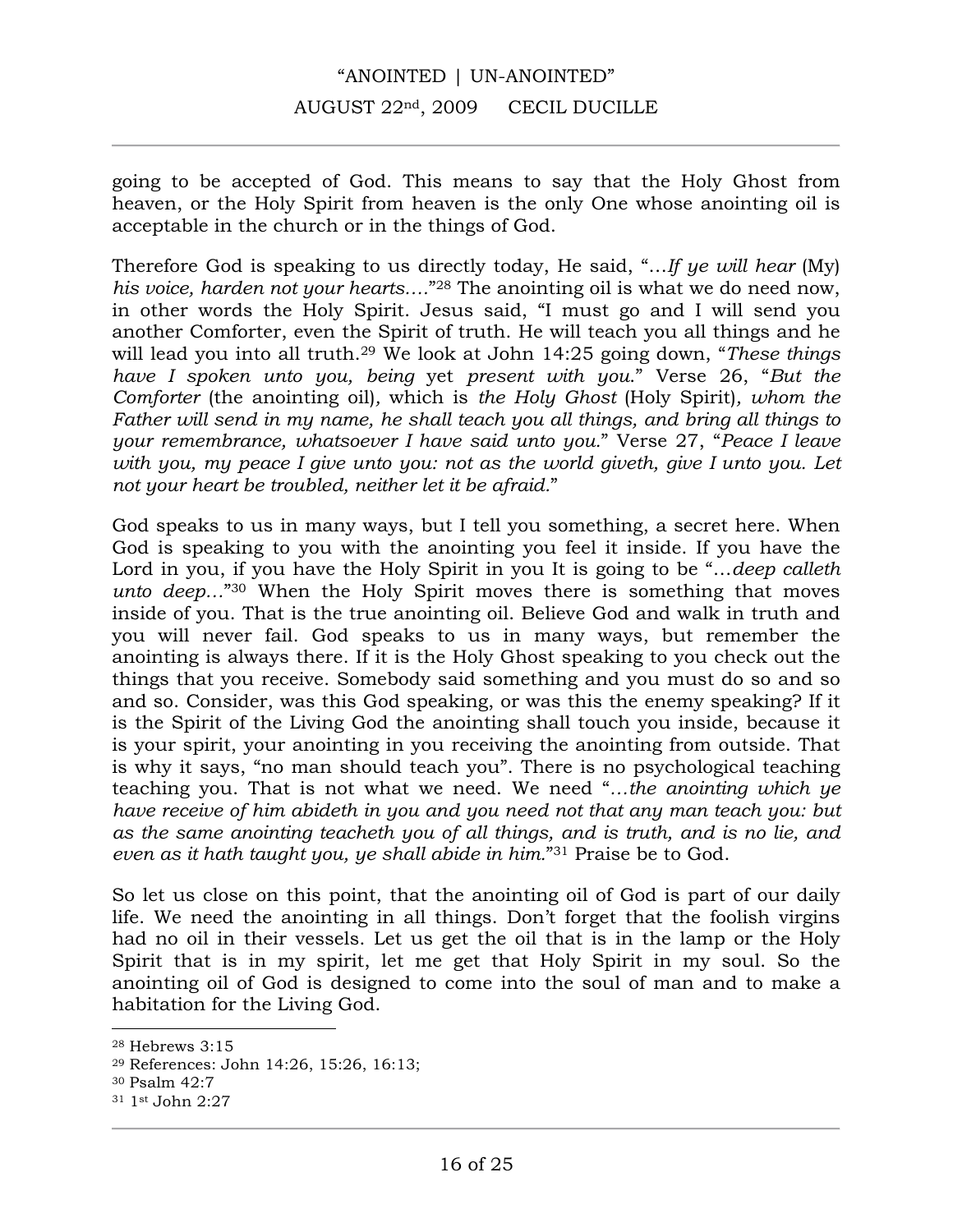going to be accepted of God. This means to say that the Holy Ghost from heaven, or the Holy Spirit from heaven is the only One whose anointing oil is acceptable in the church or in the things of God.

Therefore God is speaking to us directly today, He said, "*…If ye will hear* (My) *his voice, harden not your hearts….*"[28] The anointing oil is what we do need now, in other words the Holy Spirit. Jesus said, "I must go and I will send you another Comforter, even the Spirit of truth. He will teach you all things and he will lead you into all truth.[29] We look at John 14:25 going down, "*These things have I spoken unto you, being* yet *present with you.*" Verse 26, "*But the Comforter* (the anointing oil), which is *the Holy Ghost* (Holy Spirit)*, whom the Father will send in my name, he shall teach you all things, and bring all things to your remembrance, whatsoever I have said unto you.*" Verse 27, "*Peace I leave with you, my peace I give unto you: not as the world giveth, give I unto you. Let not your heart be troubled, neither let it be afraid.*"

God speaks to us in many ways, but I tell you something, a secret here. When God is speaking to you with the anointing you feel it inside. If you have the Lord in you, if you have the Holy Spirit in you It is going to be "*…deep calleth unto deep…*"[30] When the Holy Spirit moves there is something that moves inside of you. That is the true anointing oil. Believe God and walk in truth and you will never fail. God speaks to us in many ways, but remember the anointing is always there. If it is the Holy Ghost speaking to you check out the things that you receive. Somebody said something and you must do so and so and so. Consider, was this God speaking, or was this the enemy speaking? If it is the Spirit of the Living God the anointing shall touch you inside, because it is your spirit, your anointing in you receiving the anointing from outside. That is why it says, "no man should teach you". There is no psychological teaching teaching you. That is not what we need. We need "*…the anointing which ye have receive of him abideth in you and you need not that any man teach you: but as the same anointing teacheth you of all things, and is truth, and is no lie, and even as it hath taught you, ye shall abide in him.*"[31] Praise be to God.

So let us close on this point, that the anointing oil of God is part of our daily life. We need the anointing in all things. Don't forget that the foolish virgins had no oil in their vessels. Let us get the oil that is in the lamp or the Holy Spirit that is in my spirit, let me get that Holy Spirit in my soul. So the anointing oil of God is designed to come into the soul of man and to make a habitation for the Living God.

---

[28] Hebrews 3:15

[29] References: John 14:26, 15:26, 16:13;

[30] Psalm 42:7

[31] 1st John 2:27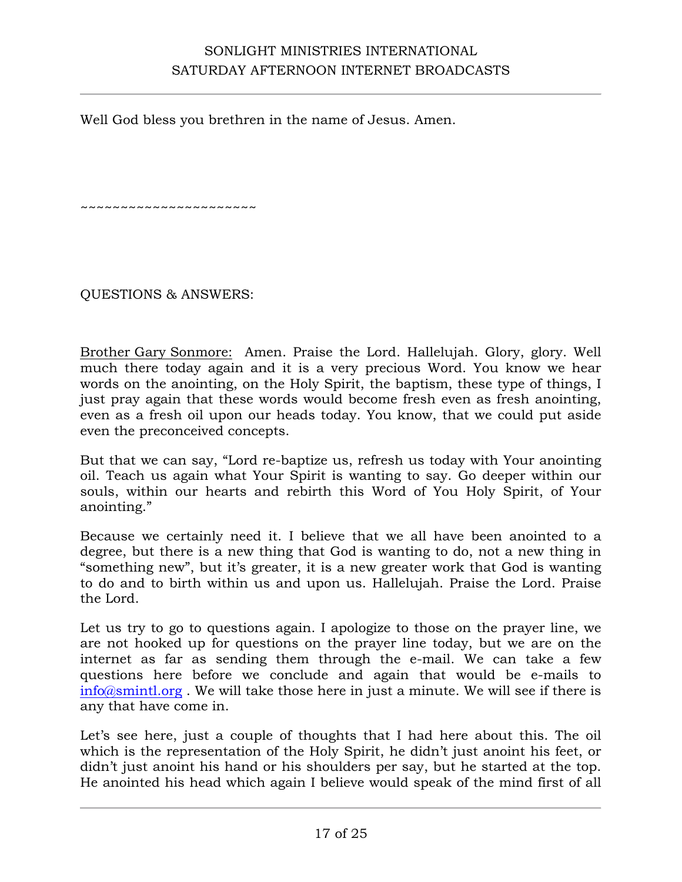Well God bless you brethren in the name of Jesus. Amen.

~~~~~~~~~~~~~~~~~~~~~~

QUESTIONS & ANSWERS:

Brother Gary Sonmore: Amen. Praise the Lord. Hallelujah. Glory, glory. Well much there today again and it is a very precious Word. You know we hear words on the anointing, on the Holy Spirit, the baptism, these type of things, I just pray again that these words would become fresh even as fresh anointing, even as a fresh oil upon our heads today. You know, that we could put aside even the preconceived concepts.

But that we can say, "Lord re-baptize us, refresh us today with Your anointing oil. Teach us again what Your Spirit is wanting to say. Go deeper within our souls, within our hearts and rebirth this Word of You Holy Spirit, of Your anointing."

Because we certainly need it. I believe that we all have been anointed to a degree, but there is a new thing that God is wanting to do, not a new thing in "something new", but it's greater, it is a new greater work that God is wanting to do and to birth within us and upon us. Hallelujah. Praise the Lord. Praise the Lord.

Let us try to go to questions again. I apologize to those on the prayer line, we are not hooked up for questions on the prayer line today, but we are on the internet as far as sending them through the e-mail. We can take a few questions here before we conclude and again that would be e-mails to info@smintl.org . We will take those here in just a minute. We will see if there is any that have come in.

Let's see here, just a couple of thoughts that I had here about this. The oil which is the representation of the Holy Spirit, he didn't just anoint his feet, or didn't just anoint his hand or his shoulders per say, but he started at the top. He anointed his head which again I believe would speak of the mind first of all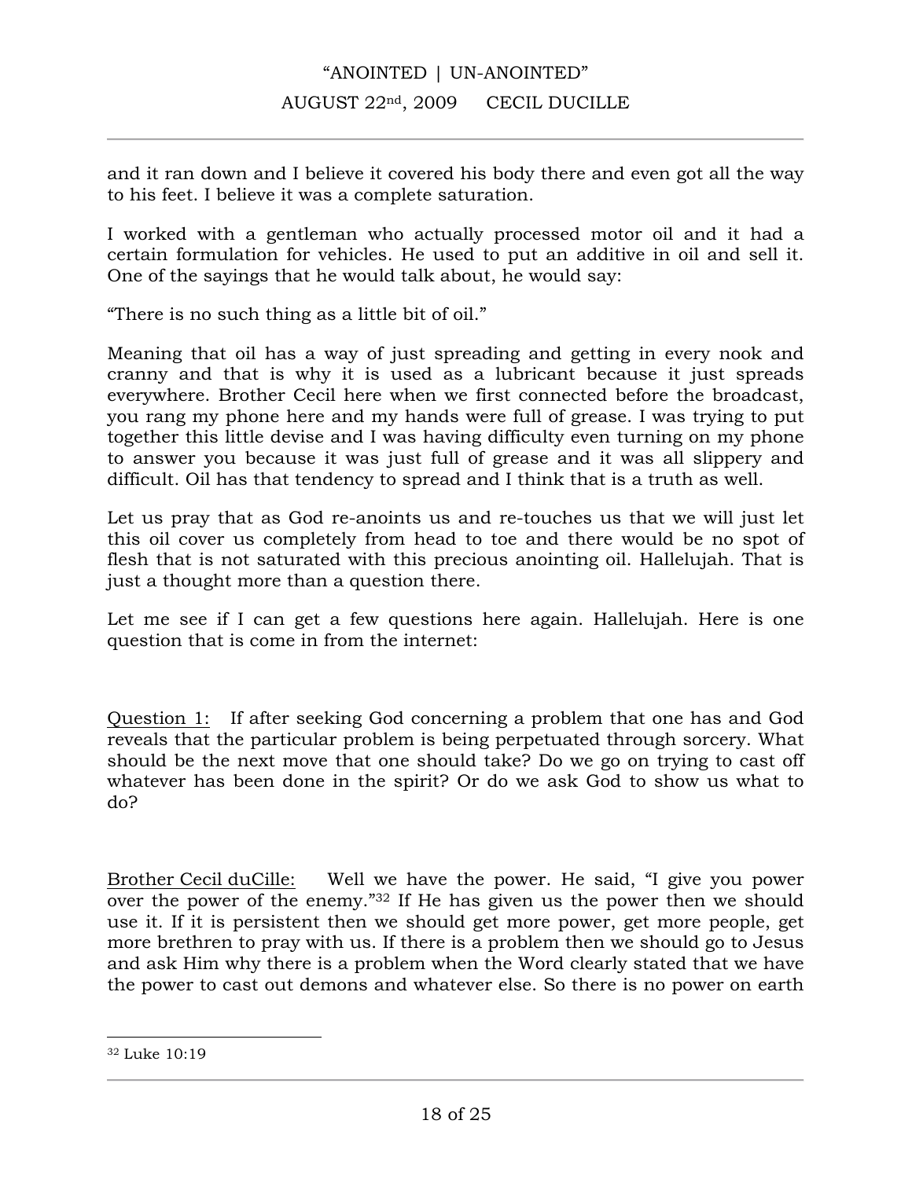and it ran down and I believe it covered his body there and even got all the way to his feet. I believe it was a complete saturation.

I worked with a gentleman who actually processed motor oil and it had a certain formulation for vehicles. He used to put an additive in oil and sell it. One of the sayings that he would talk about, he would say:

“There is no such thing as a little bit of oil.”

Meaning that oil has a way of just spreading and getting in every nook and cranny and that is why it is used as a lubricant because it just spreads everywhere. Brother Cecil here when we first connected before the broadcast, you rang my phone here and my hands were full of grease. I was trying to put together this little devise and I was having difficulty even turning on my phone to answer you because it was just full of grease and it was all slippery and difficult. Oil has that tendency to spread and I think that is a truth as well.

Let us pray that as God re-anoints us and re-touches us that we will just let this oil cover us completely from head to toe and there would be no spot of flesh that is not saturated with this precious anointing oil. Hallelujah. That is just a thought more than a question there.

Let me see if I can get a few questions here again. Hallelujah. Here is one question that is come in from the internet:

<u>Question 1:</u> If after seeking God concerning a problem that one has and God reveals that the particular problem is being perpetuated through sorcery. What should be the next move that one should take? Do we go on trying to cast off whatever has been done in the spirit? Or do we ask God to show us what to do?

<u>Brother Cecil duCille:</u> Well we have the power. He said, “I give you power over the power of the enemy.”[32] If He has given us the power then we should use it. If it is persistent then we should get more power, get more people, get more brethren to pray with us. If there is a problem then we should go to Jesus and ask Him why there is a problem when the Word clearly stated that we have the power to cast out demons and whatever else. So there is no power on earth

[32] Luke 10:19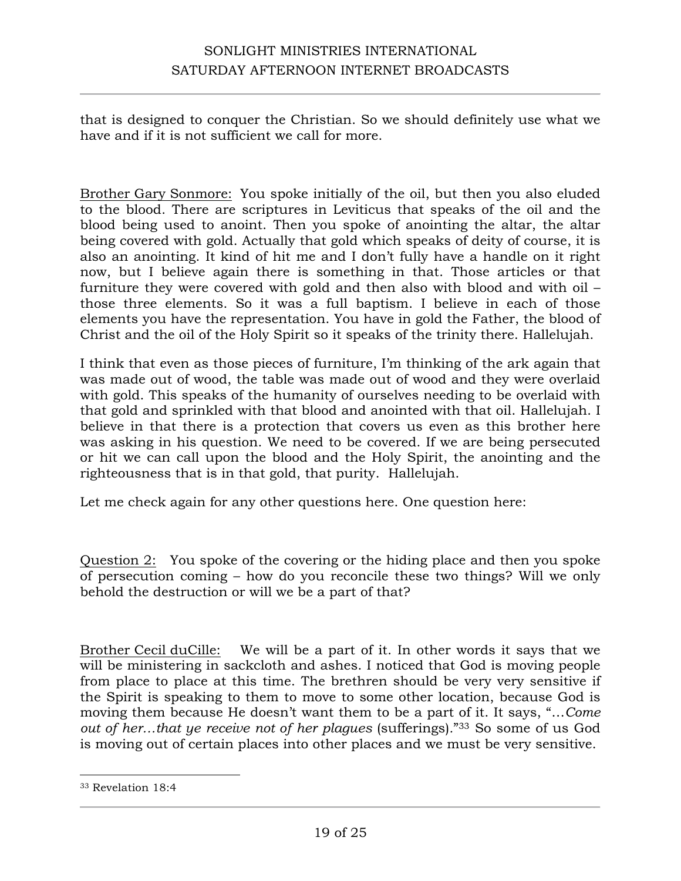that is designed to conquer the Christian. So we should definitely use what we have and if it is not sufficient we call for more.

<u>Brother Gary Sonmore:</u> You spoke initially of the oil, but then you also eluded to the blood. There are scriptures in Leviticus that speaks of the oil and the blood being used to anoint. Then you spoke of anointing the altar, the altar being covered with gold. Actually that gold which speaks of deity of course, it is also an anointing. It kind of hit me and I don't fully have a handle on it right now, but I believe again there is something in that. Those articles or that furniture they were covered with gold and then also with blood and with oil – those three elements. So it was a full baptism. I believe in each of those elements you have the representation. You have in gold the Father, the blood of Christ and the oil of the Holy Spirit so it speaks of the trinity there. Hallelujah.

I think that even as those pieces of furniture, I'm thinking of the ark again that was made out of wood, the table was made out of wood and they were overlaid with gold. This speaks of the humanity of ourselves needing to be overlaid with that gold and sprinkled with that blood and anointed with that oil. Hallelujah. I believe in that there is a protection that covers us even as this brother here was asking in his question. We need to be covered. If we are being persecuted or hit we can call upon the blood and the Holy Spirit, the anointing and the righteousness that is in that gold, that purity. Hallelujah.

Let me check again for any other questions here. One question here:

<u>Question 2:</u> You spoke of the covering or the hiding place and then you spoke of persecution coming – how do you reconcile these two things? Will we only behold the destruction or will we be a part of that?

<u>Brother Cecil duCille:</u> We will be a part of it. In other words it says that we will be ministering in sackcloth and ashes. I noticed that God is moving people from place to place at this time. The brethren should be very very sensitive if the Spirit is speaking to them to move to some other location, because God is moving them because He doesn't want them to be a part of it. It says, "…*Come out of her…that ye receive not of her plagues* (sufferings)."[33] So some of us God is moving out of certain places into other places and we must be very sensitive.

---

[33] Revelation 18:4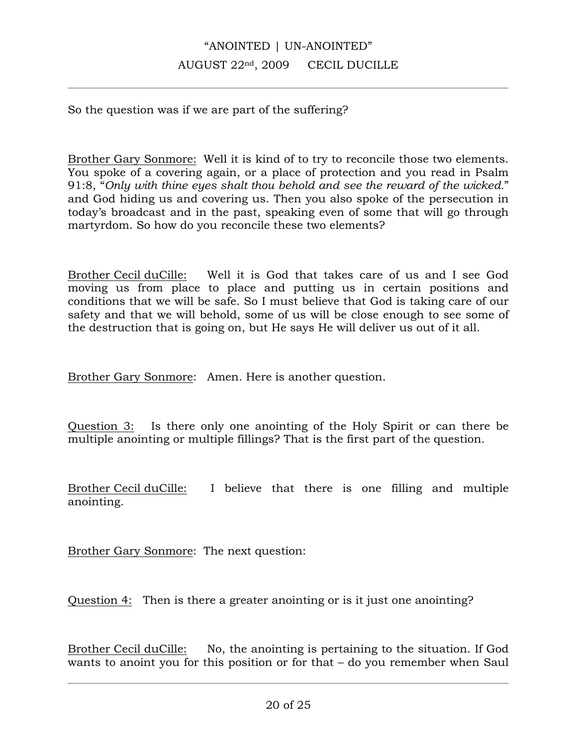So the question was if we are part of the suffering?

Brother Gary Sonmore: Well it is kind of to try to reconcile those two elements. You spoke of a covering again, or a place of protection and you read in Psalm 91:8, "*Only with thine eyes shalt thou behold and see the reward of the wicked.*" and God hiding us and covering us. Then you also spoke of the persecution in today's broadcast and in the past, speaking even of some that will go through martyrdom. So how do you reconcile these two elements?

Brother Cecil duCille: Well it is God that takes care of us and I see God moving us from place to place and putting us in certain positions and conditions that we will be safe. So I must believe that God is taking care of our safety and that we will behold, some of us will be close enough to see some of the destruction that is going on, but He says He will deliver us out of it all.

Brother Gary Sonmore: Amen. Here is another question.

Question 3: Is there only one anointing of the Holy Spirit or can there be multiple anointing or multiple fillings? That is the first part of the question.

Brother Cecil duCille: I believe that there is one filling and multiple anointing.

Brother Gary Sonmore: The next question:

Question 4: Then is there a greater anointing or is it just one anointing?

Brother Cecil duCille: No, the anointing is pertaining to the situation. If God wants to anoint you for this position or for that – do you remember when Saul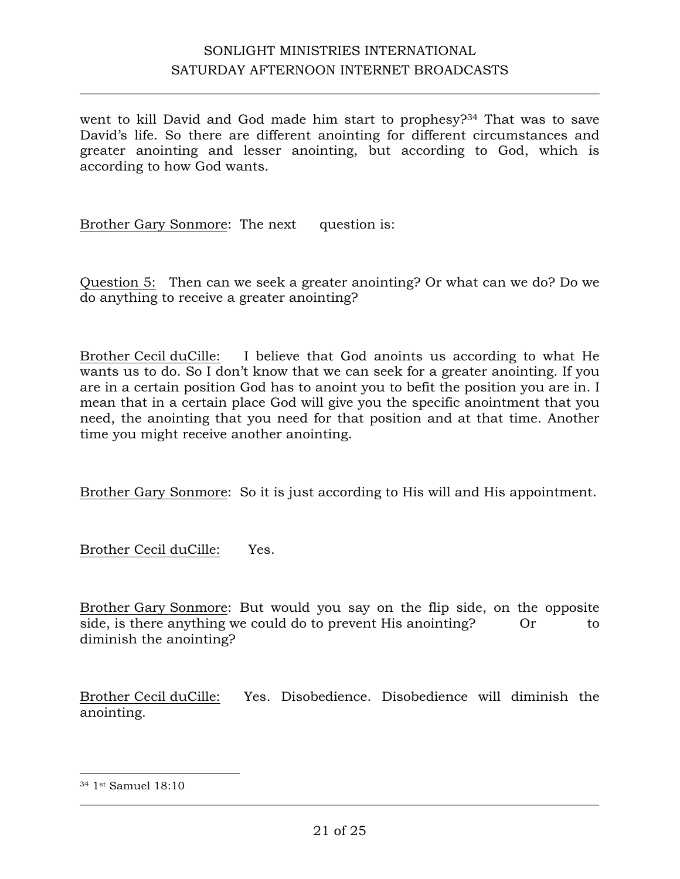went to kill David and God made him start to prophesy?[34] That was to save David's life. So there are different anointing for different circumstances and greater anointing and lesser anointing, but according to God, which is according to how God wants.

Brother Gary Sonmore: The next question is:

Question 5: Then can we seek a greater anointing? Or what can we do? Do we do anything to receive a greater anointing?

Brother Cecil duCille: I believe that God anoints us according to what He wants us to do. So I don't know that we can seek for a greater anointing. If you are in a certain position God has to anoint you to befit the position you are in. I mean that in a certain place God will give you the specific anointment that you need, the anointing that you need for that position and at that time. Another time you might receive another anointing.

Brother Gary Sonmore: So it is just according to His will and His appointment.

Brother Cecil duCille: Yes.

Brother Gary Sonmore: But would you say on the flip side, on the opposite side, is there anything we could do to prevent His anointing? Or to diminish the anointing?

Brother Cecil duCille: Yes. Disobedience. Disobedience will diminish the anointing.

---

[34] 1st Samuel 18:10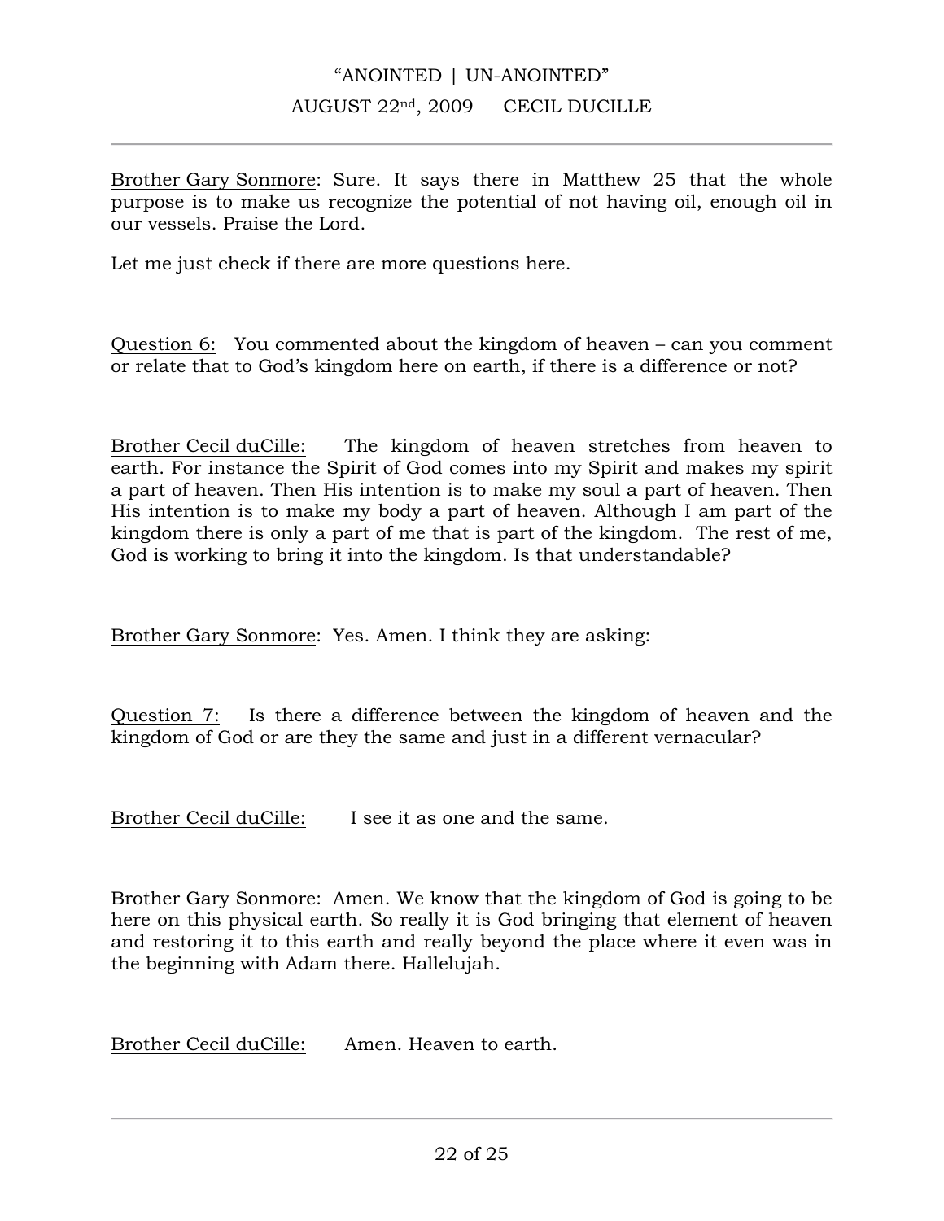Brother Gary Sonmore: Sure. It says there in Matthew 25 that the whole purpose is to make us recognize the potential of not having oil, enough oil in our vessels. Praise the Lord.

Let me just check if there are more questions here.

Question 6: You commented about the kingdom of heaven – can you comment or relate that to God's kingdom here on earth, if there is a difference or not?

Brother Cecil duCille: The kingdom of heaven stretches from heaven to earth. For instance the Spirit of God comes into my Spirit and makes my spirit a part of heaven. Then His intention is to make my soul a part of heaven. Then His intention is to make my body a part of heaven. Although I am part of the kingdom there is only a part of me that is part of the kingdom. The rest of me, God is working to bring it into the kingdom. Is that understandable?

Brother Gary Sonmore: Yes. Amen. I think they are asking:

Question 7: Is there a difference between the kingdom of heaven and the kingdom of God or are they the same and just in a different vernacular?

Brother Cecil duCille: I see it as one and the same.

Brother Gary Sonmore: Amen. We know that the kingdom of God is going to be here on this physical earth. So really it is God bringing that element of heaven and restoring it to this earth and really beyond the place where it even was in the beginning with Adam there. Hallelujah.

Brother Cecil duCille: Amen. Heaven to earth.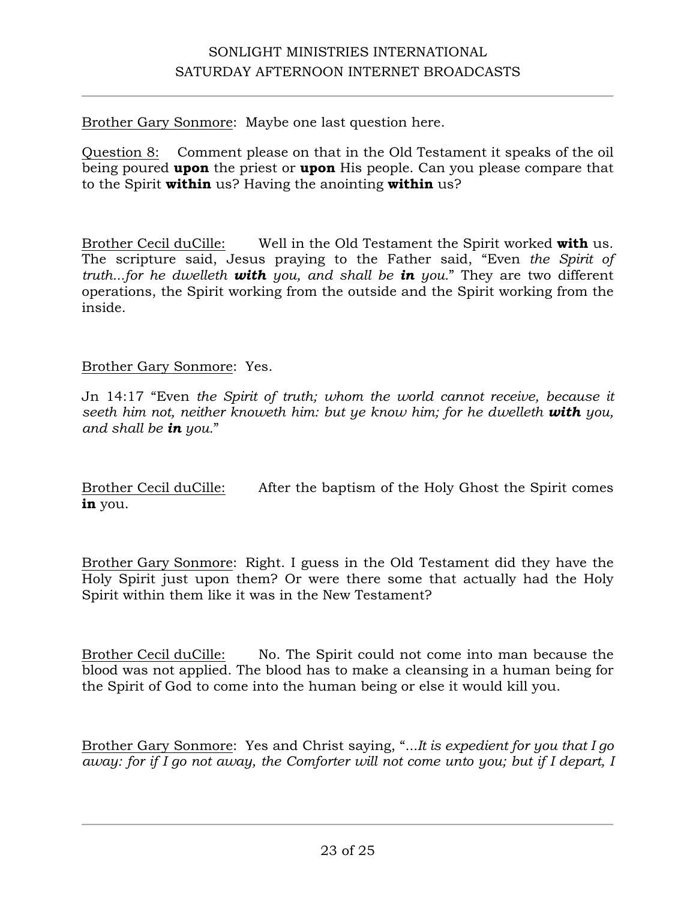<u>Brother Gary Sonmore</u>: Maybe one last question here.

<u>Question 8:</u> Comment please on that in the Old Testament it speaks of the oil being poured **upon** the priest or **upon** His people. Can you please compare that to the Spirit **within** us? Having the anointing **within** us?

<u>Brother Cecil duCille:</u> Well in the Old Testament the Spirit worked **with** us. The scripture said, Jesus praying to the Father said, "Even *the Spirit of truth...for he dwelleth **with** you, and shall be **in** you.*" They are two different operations, the Spirit working from the outside and the Spirit working from the inside.

<u>Brother Gary Sonmore</u>: Yes.

Jn 14:17 "Even *the Spirit of truth; whom the world cannot receive, because it seeth him not, neither knoweth him: but ye know him; for he dwelleth **with** you, and shall be **in** you.*"

<u>Brother Cecil duCille:</u> After the baptism of the Holy Ghost the Spirit comes **in** you.

<u>Brother Gary Sonmore</u>: Right. I guess in the Old Testament did they have the Holy Spirit just upon them? Or were there some that actually had the Holy Spirit within them like it was in the New Testament?

<u>Brother Cecil duCille:</u> No. The Spirit could not come into man because the blood was not applied. The blood has to make a cleansing in a human being for the Spirit of God to come into the human being or else it would kill you.

<u>Brother Gary Sonmore</u>: Yes and Christ saying, "*...It is expedient for you that I go away: for if I go not away, the Comforter will not come unto you; but if I depart, I*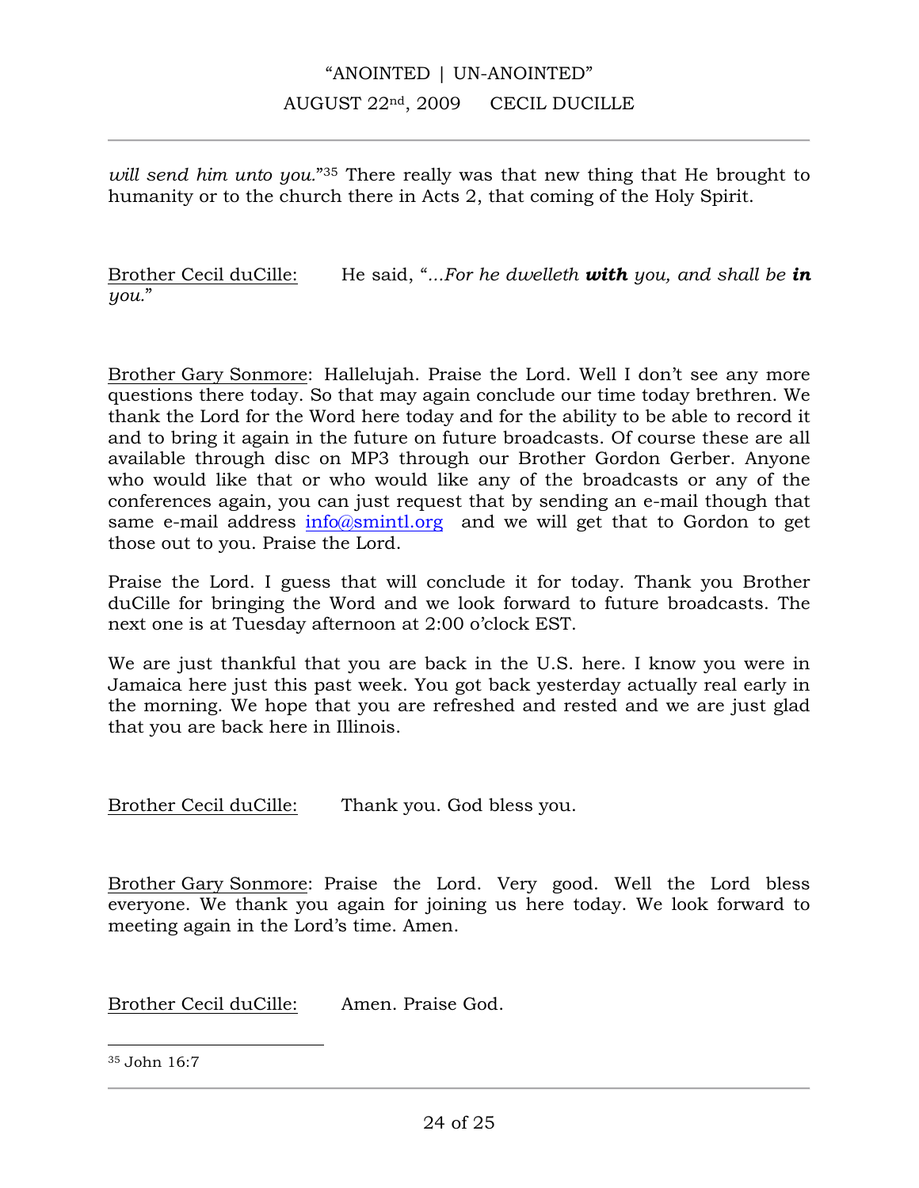*will send him unto you.*"[35] There really was that new thing that He brought to humanity or to the church there in Acts 2, that coming of the Holy Spirit.

Brother Cecil duCille: He said, "*...For he dwelleth **with** you, and shall be **in** you.*"

Brother Gary Sonmore: Hallelujah. Praise the Lord. Well I don't see any more questions there today. So that may again conclude our time today brethren. We thank the Lord for the Word here today and for the ability to be able to record it and to bring it again in the future on future broadcasts. Of course these are all available through disc on MP3 through our Brother Gordon Gerber. Anyone who would like that or who would like any of the broadcasts or any of the conferences again, you can just request that by sending an e-mail though that same e-mail address info@smintl.org and we will get that to Gordon to get those out to you. Praise the Lord.

Praise the Lord. I guess that will conclude it for today. Thank you Brother duCille for bringing the Word and we look forward to future broadcasts. The next one is at Tuesday afternoon at 2:00 o'clock EST.

We are just thankful that you are back in the U.S. here. I know you were in Jamaica here just this past week. You got back yesterday actually real early in the morning. We hope that you are refreshed and rested and we are just glad that you are back here in Illinois.

Brother Cecil duCille: Thank you. God bless you.

Brother Gary Sonmore: Praise the Lord. Very good. Well the Lord bless everyone. We thank you again for joining us here today. We look forward to meeting again in the Lord's time. Amen.

Brother Cecil duCille: Amen. Praise God.

[35] John 16:7